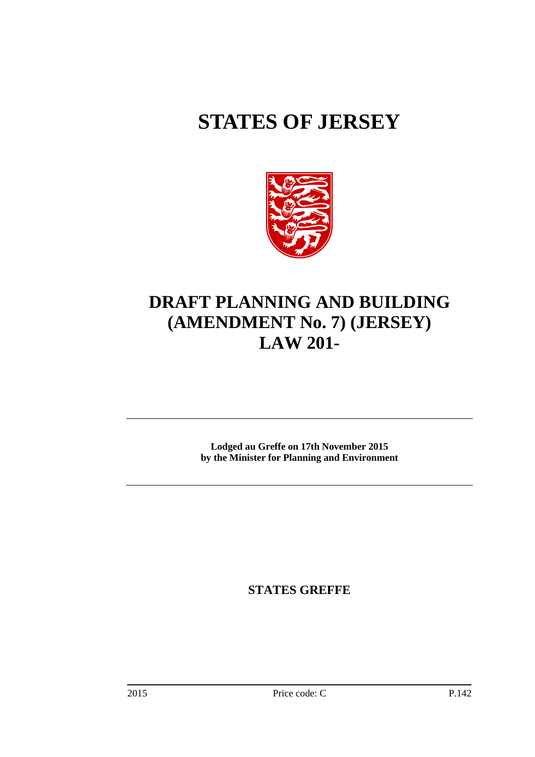# STATES OF JERSEY

# DRAFT PLANNING AND BUILDING (AMENDMENT No. 7) (JERSEY) LAW 201-

**Lodged au Greffe on 17th November 2015**
**by the Minister for Planning and Environment**

**STATES GREFFE**

2015 Price code: C P.142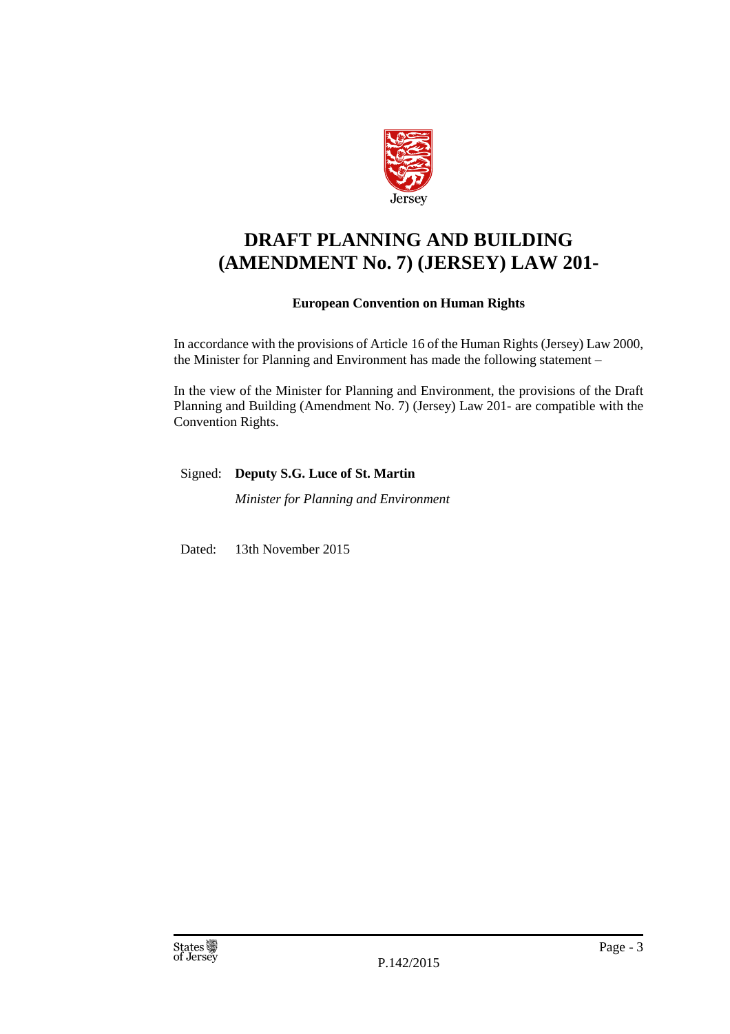# DRAFT PLANNING AND BUILDING (AMENDMENT No. 7) (JERSEY) LAW 201-

**European Convention on Human Rights**

In accordance with the provisions of Article 16 of the Human Rights (Jersey) Law 2000, the Minister for Planning and Environment has made the following statement –

In the view of the Minister for Planning and Environment, the provisions of the Draft Planning and Building (Amendment No. 7) (Jersey) Law 201- are compatible with the Convention Rights.

Signed: **Deputy S.G. Luce of St. Martin**

*Minister for Planning and Environment*

Dated: 13th November 2015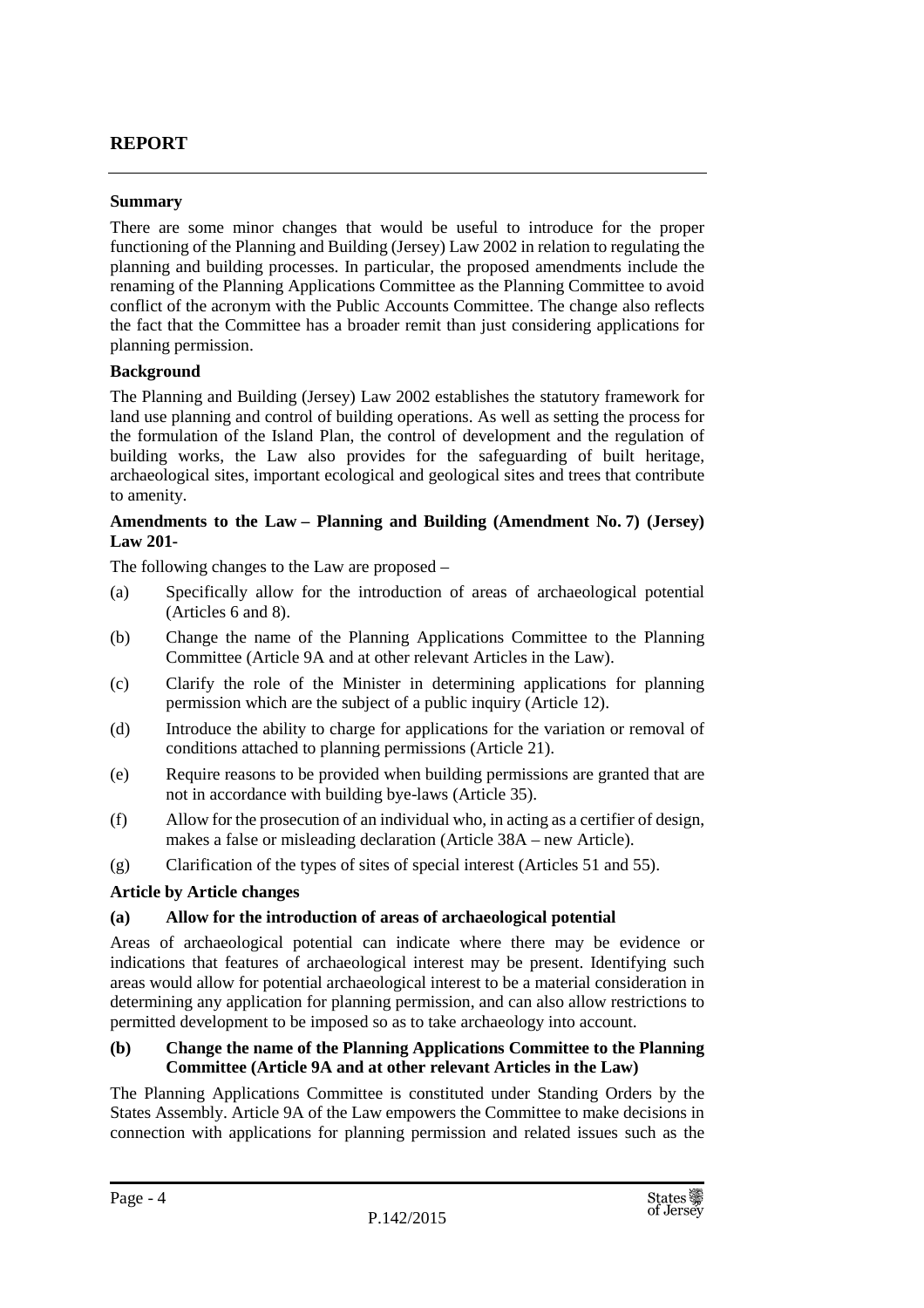## REPORT

**Summary**

There are some minor changes that would be useful to introduce for the proper functioning of the Planning and Building (Jersey) Law 2002 in relation to regulating the planning and building processes. In particular, the proposed amendments include the renaming of the Planning Applications Committee as the Planning Committee to avoid conflict of the acronym with the Public Accounts Committee. The change also reflects the fact that the Committee has a broader remit than just considering applications for planning permission.

**Background**

The Planning and Building (Jersey) Law 2002 establishes the statutory framework for land use planning and control of building operations. As well as setting the process for the formulation of the Island Plan, the control of development and the regulation of building works, the Law also provides for the safeguarding of built heritage, archaeological sites, important ecological and geological sites and trees that contribute to amenity.

**Amendments to the Law – Planning and Building (Amendment No. 7) (Jersey) Law 201-**

The following changes to the Law are proposed –

(a) Specifically allow for the introduction of areas of archaeological potential (Articles 6 and 8).

(b) Change the name of the Planning Applications Committee to the Planning Committee (Article 9A and at other relevant Articles in the Law).

(c) Clarify the role of the Minister in determining applications for planning permission which are the subject of a public inquiry (Article 12).

(d) Introduce the ability to charge for applications for the variation or removal of conditions attached to planning permissions (Article 21).

(e) Require reasons to be provided when building permissions are granted that are not in accordance with building bye-laws (Article 35).

(f) Allow for the prosecution of an individual who, in acting as a certifier of design, makes a false or misleading declaration (Article 38A – new Article).

(g) Clarification of the types of sites of special interest (Articles 51 and 55).

**Article by Article changes**

**(a) Allow for the introduction of areas of archaeological potential**

Areas of archaeological potential can indicate where there may be evidence or indications that features of archaeological interest may be present. Identifying such areas would allow for potential archaeological interest to be a material consideration in determining any application for planning permission, and can also allow restrictions to permitted development to be imposed so as to take archaeology into account.

**(b) Change the name of the Planning Applications Committee to the Planning Committee (Article 9A and at other relevant Articles in the Law)**

The Planning Applications Committee is constituted under Standing Orders by the States Assembly. Article 9A of the Law empowers the Committee to make decisions in connection with applications for planning permission and related issues such as the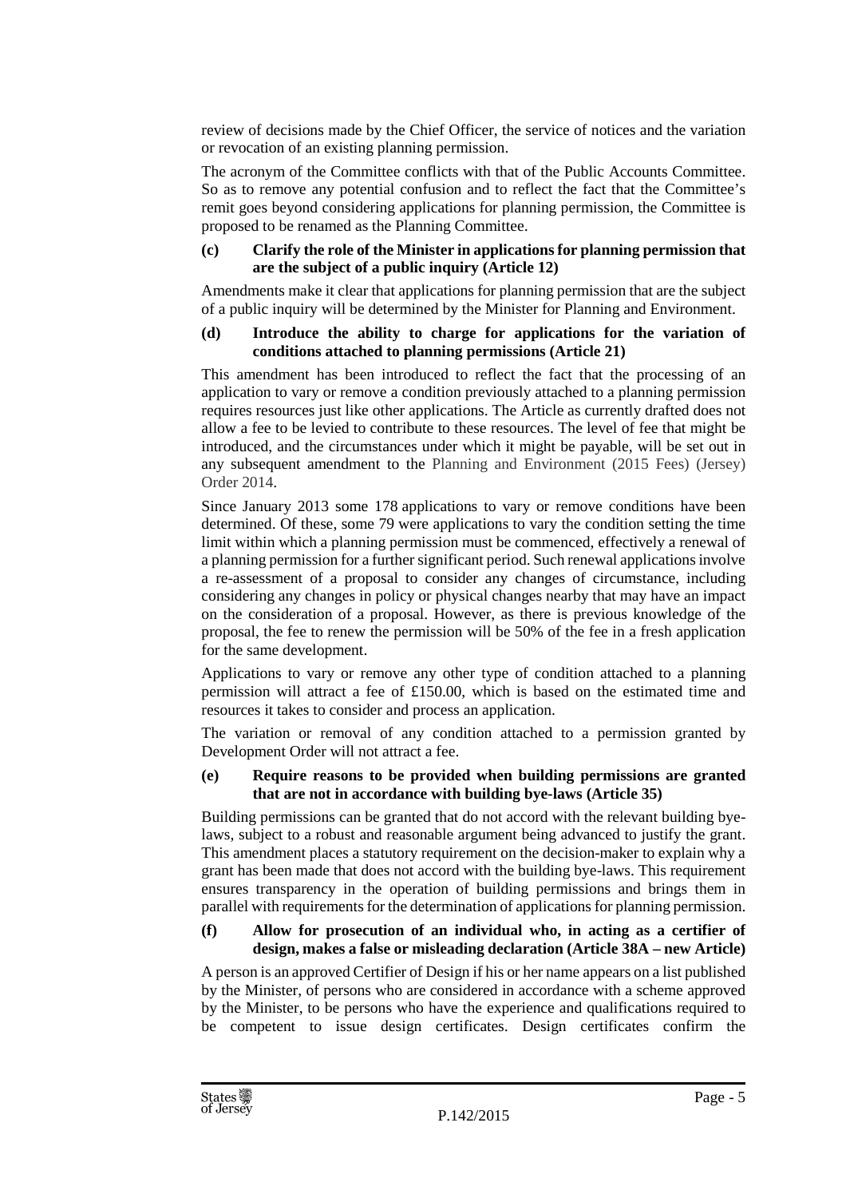review of decisions made by the Chief Officer, the service of notices and the variation or revocation of an existing planning permission.

The acronym of the Committee conflicts with that of the Public Accounts Committee. So as to remove any potential confusion and to reflect the fact that the Committee's remit goes beyond considering applications for planning permission, the Committee is proposed to be renamed as the Planning Committee.

**(c) Clarify the role of the Minister in applications for planning permission that are the subject of a public inquiry (Article 12)**

Amendments make it clear that applications for planning permission that are the subject of a public inquiry will be determined by the Minister for Planning and Environment.

**(d) Introduce the ability to charge for applications for the variation of conditions attached to planning permissions (Article 21)**

This amendment has been introduced to reflect the fact that the processing of an application to vary or remove a condition previously attached to a planning permission requires resources just like other applications. The Article as currently drafted does not allow a fee to be levied to contribute to these resources. The level of fee that might be introduced, and the circumstances under which it might be payable, will be set out in any subsequent amendment to the Planning and Environment (2015 Fees) (Jersey) Order 2014.

Since January 2013 some 178 applications to vary or remove conditions have been determined. Of these, some 79 were applications to vary the condition setting the time limit within which a planning permission must be commenced, effectively a renewal of a planning permission for a further significant period. Such renewal applications involve a re-assessment of a proposal to consider any changes of circumstance, including considering any changes in policy or physical changes nearby that may have an impact on the consideration of a proposal. However, as there is previous knowledge of the proposal, the fee to renew the permission will be 50% of the fee in a fresh application for the same development.

Applications to vary or remove any other type of condition attached to a planning permission will attract a fee of £150.00, which is based on the estimated time and resources it takes to consider and process an application.

The variation or removal of any condition attached to a permission granted by Development Order will not attract a fee.

**(e) Require reasons to be provided when building permissions are granted that are not in accordance with building bye-laws (Article 35)**

Building permissions can be granted that do not accord with the relevant building bye-laws, subject to a robust and reasonable argument being advanced to justify the grant. This amendment places a statutory requirement on the decision-maker to explain why a grant has been made that does not accord with the building bye-laws. This requirement ensures transparency in the operation of building permissions and brings them in parallel with requirements for the determination of applications for planning permission.

**(f) Allow for prosecution of an individual who, in acting as a certifier of design, makes a false or misleading declaration (Article 38A – new Article)**

A person is an approved Certifier of Design if his or her name appears on a list published by the Minister, of persons who are considered in accordance with a scheme approved by the Minister, to be persons who have the experience and qualifications required to be competent to issue design certificates. Design certificates confirm the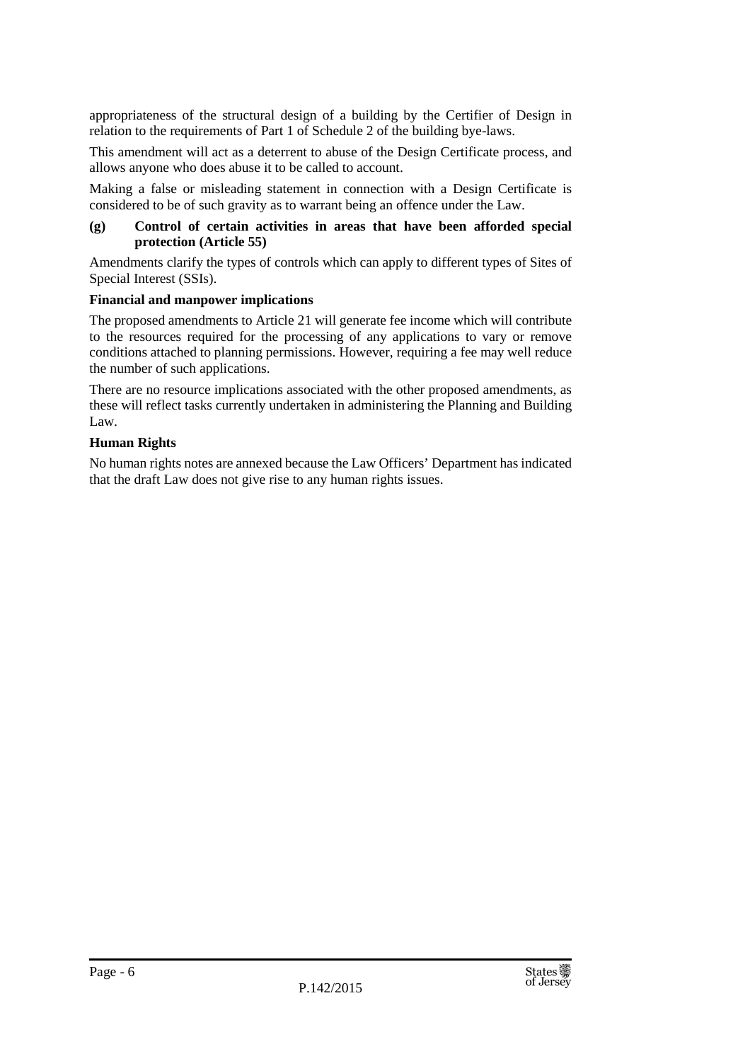appropriateness of the structural design of a building by the Certifier of Design in relation to the requirements of Part 1 of Schedule 2 of the building bye-laws.

This amendment will act as a deterrent to abuse of the Design Certificate process, and allows anyone who does abuse it to be called to account.

Making a false or misleading statement in connection with a Design Certificate is considered to be of such gravity as to warrant being an offence under the Law.

**(g) Control of certain activities in areas that have been afforded special protection (Article 55)**

Amendments clarify the types of controls which can apply to different types of Sites of Special Interest (SSIs).

**Financial and manpower implications**

The proposed amendments to Article 21 will generate fee income which will contribute to the resources required for the processing of any applications to vary or remove conditions attached to planning permissions. However, requiring a fee may well reduce the number of such applications.

There are no resource implications associated with the other proposed amendments, as these will reflect tasks currently undertaken in administering the Planning and Building Law.

**Human Rights**

No human rights notes are annexed because the Law Officers' Department has indicated that the draft Law does not give rise to any human rights issues.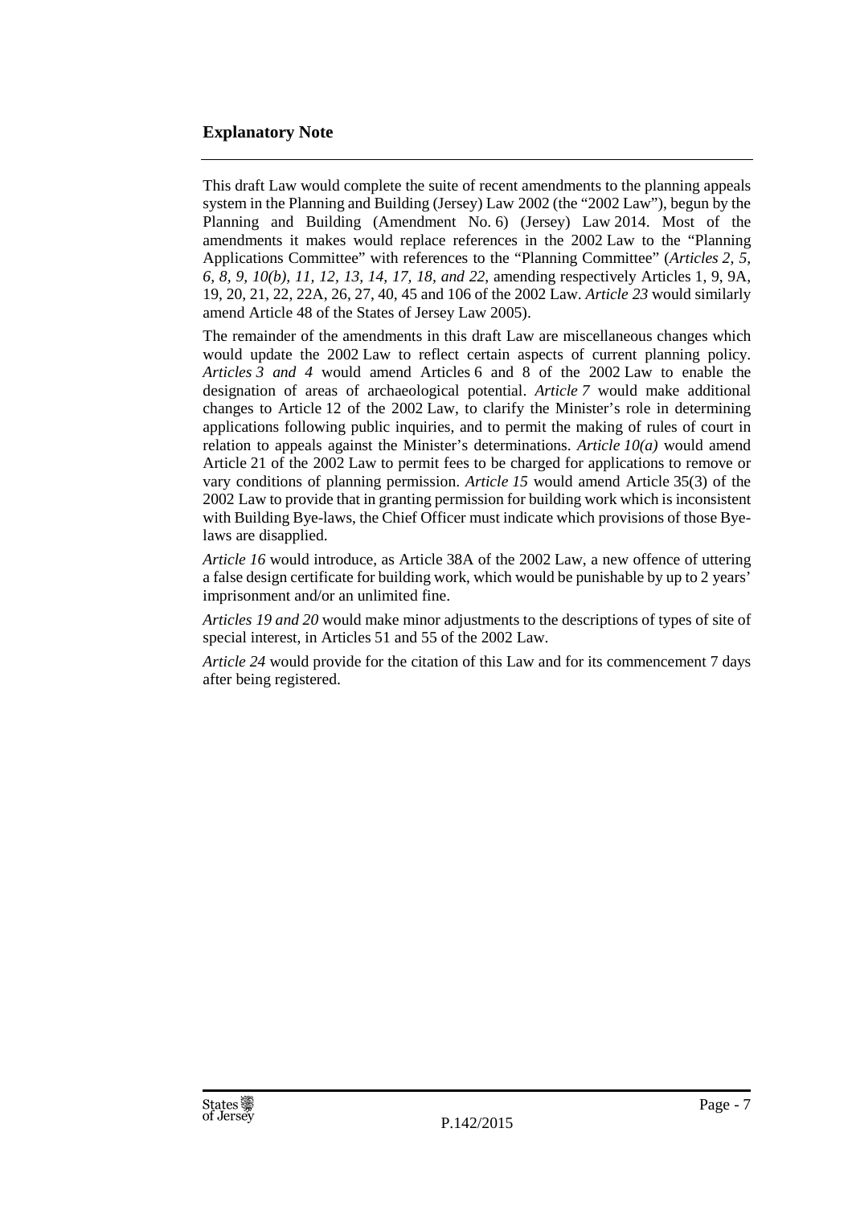## Explanatory Note

This draft Law would complete the suite of recent amendments to the planning appeals system in the Planning and Building (Jersey) Law 2002 (the "2002 Law"), begun by the Planning and Building (Amendment No. 6) (Jersey) Law 2014. Most of the amendments it makes would replace references in the 2002 Law to the "Planning Applications Committee" with references to the "Planning Committee" (*Articles 2, 5, 6, 8, 9, 10(b), 11, 12, 13, 14, 17, 18, and 22*, amending respectively Articles 1, 9, 9A, 19, 20, 21, 22, 22A, 26, 27, 40, 45 and 106 of the 2002 Law. *Article 23* would similarly amend Article 48 of the States of Jersey Law 2005).

The remainder of the amendments in this draft Law are miscellaneous changes which would update the 2002 Law to reflect certain aspects of current planning policy. *Articles 3 and 4* would amend Articles 6 and 8 of the 2002 Law to enable the designation of areas of archaeological potential. *Article 7* would make additional changes to Article 12 of the 2002 Law, to clarify the Minister's role in determining applications following public inquiries, and to permit the making of rules of court in relation to appeals against the Minister's determinations. *Article 10(a)* would amend Article 21 of the 2002 Law to permit fees to be charged for applications to remove or vary conditions of planning permission. *Article 15* would amend Article 35(3) of the 2002 Law to provide that in granting permission for building work which is inconsistent with Building Bye-laws, the Chief Officer must indicate which provisions of those Bye-laws are disapplied.

*Article 16* would introduce, as Article 38A of the 2002 Law, a new offence of uttering a false design certificate for building work, which would be punishable by up to 2 years' imprisonment and/or an unlimited fine.

*Articles 19 and 20* would make minor adjustments to the descriptions of types of site of special interest, in Articles 51 and 55 of the 2002 Law.

*Article 24* would provide for the citation of this Law and for its commencement 7 days after being registered.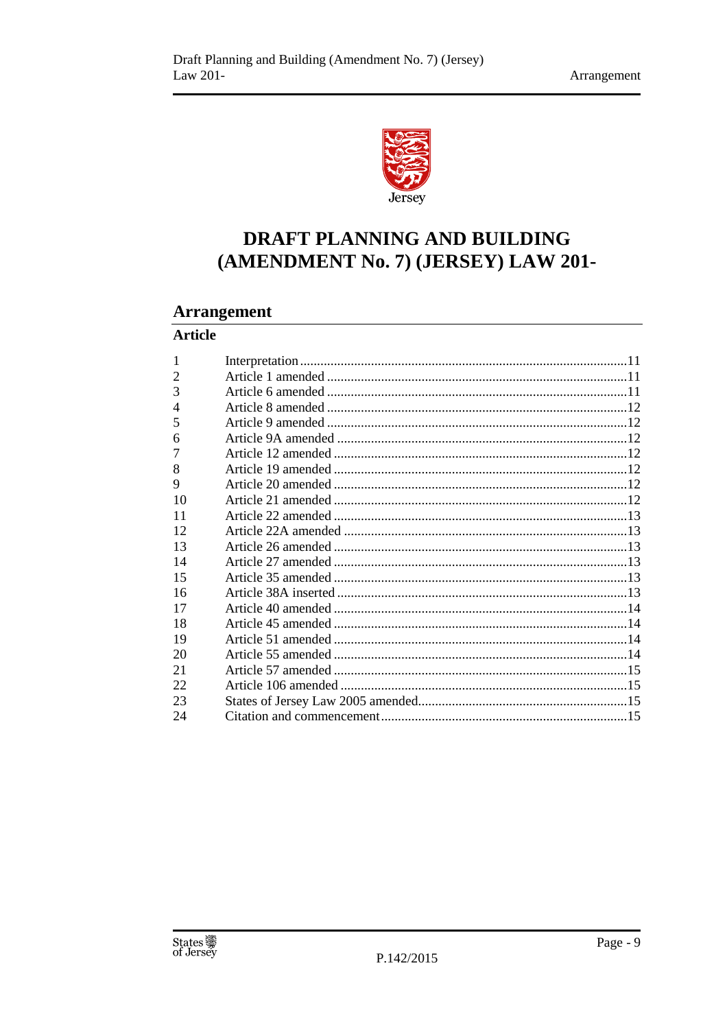# DRAFT PLANNING AND BUILDING (AMENDMENT No. 7) (JERSEY) LAW 201-

## Arrangement

### Article

| | | |
|---|---|---|
| 1 | Interpretation | 11 |
| 2 | Article 1 amended | 11 |
| 3 | Article 6 amended | 11 |
| 4 | Article 8 amended | 12 |
| 5 | Article 9 amended | 12 |
| 6 | Article 9A amended | 12 |
| 7 | Article 12 amended | 12 |
| 8 | Article 19 amended | 12 |
| 9 | Article 20 amended | 12 |
| 10 | Article 21 amended | 12 |
| 11 | Article 22 amended | 13 |
| 12 | Article 22A amended | 13 |
| 13 | Article 26 amended | 13 |
| 14 | Article 27 amended | 13 |
| 15 | Article 35 amended | 13 |
| 16 | Article 38A inserted | 13 |
| 17 | Article 40 amended | 14 |
| 18 | Article 45 amended | 14 |
| 19 | Article 51 amended | 14 |
| 20 | Article 55 amended | 14 |
| 21 | Article 57 amended | 15 |
| 22 | Article 106 amended | 15 |
| 23 | States of Jersey Law 2005 amended | 15 |
| 24 | Citation and commencement | 15 |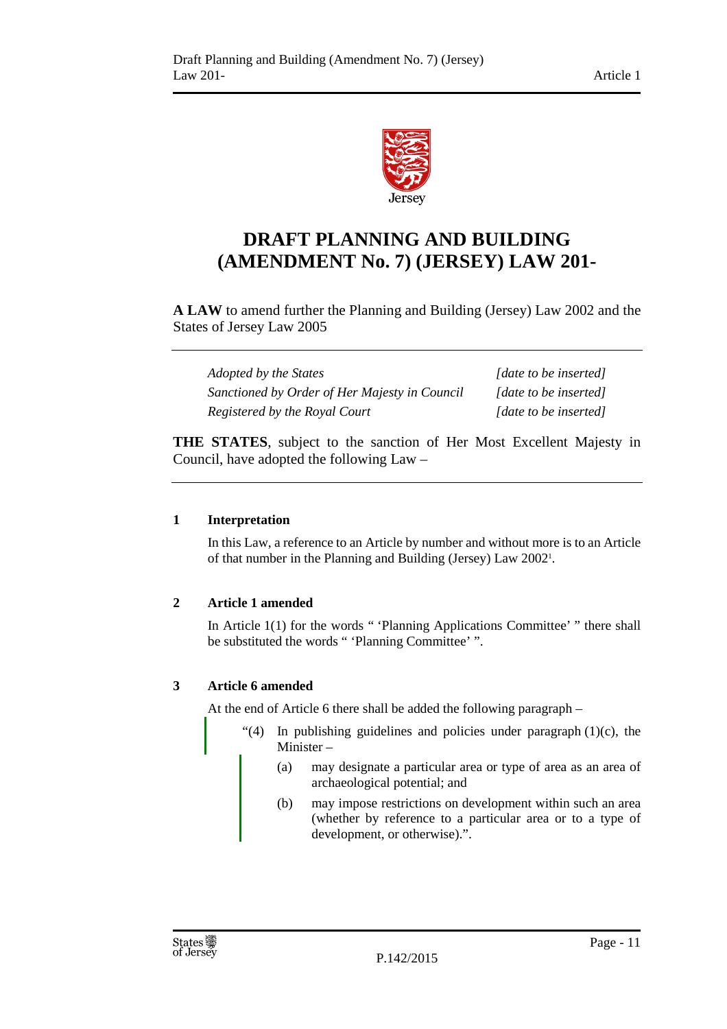# DRAFT PLANNING AND BUILDING (AMENDMENT No. 7) (JERSEY) LAW 201-

**A LAW** to amend further the Planning and Building (Jersey) Law 2002 and the States of Jersey Law 2005

| | |
|---|---|
| *Adopted by the States* | *[date to be inserted]* |
| *Sanctioned by Order of Her Majesty in Council* | *[date to be inserted]* |
| *Registered by the Royal Court* | *[date to be inserted]* |

**THE STATES**, subject to the sanction of Her Most Excellent Majesty in Council, have adopted the following Law –

### 1 Interpretation

In this Law, a reference to an Article by number and without more is to an Article of that number in the Planning and Building (Jersey) Law 2002[1].

### 2 Article 1 amended

In Article 1(1) for the words " 'Planning Applications Committee' " there shall be substituted the words " 'Planning Committee' ".

### 3 Article 6 amended

At the end of Article 6 there shall be added the following paragraph –

"(4) In publishing guidelines and policies under paragraph (1)(c), the Minister –

(a) may designate a particular area or type of area as an area of archaeological potential; and

(b) may impose restrictions on development within such an area (whether by reference to a particular area or to a type of development, or otherwise).".

P.142/2015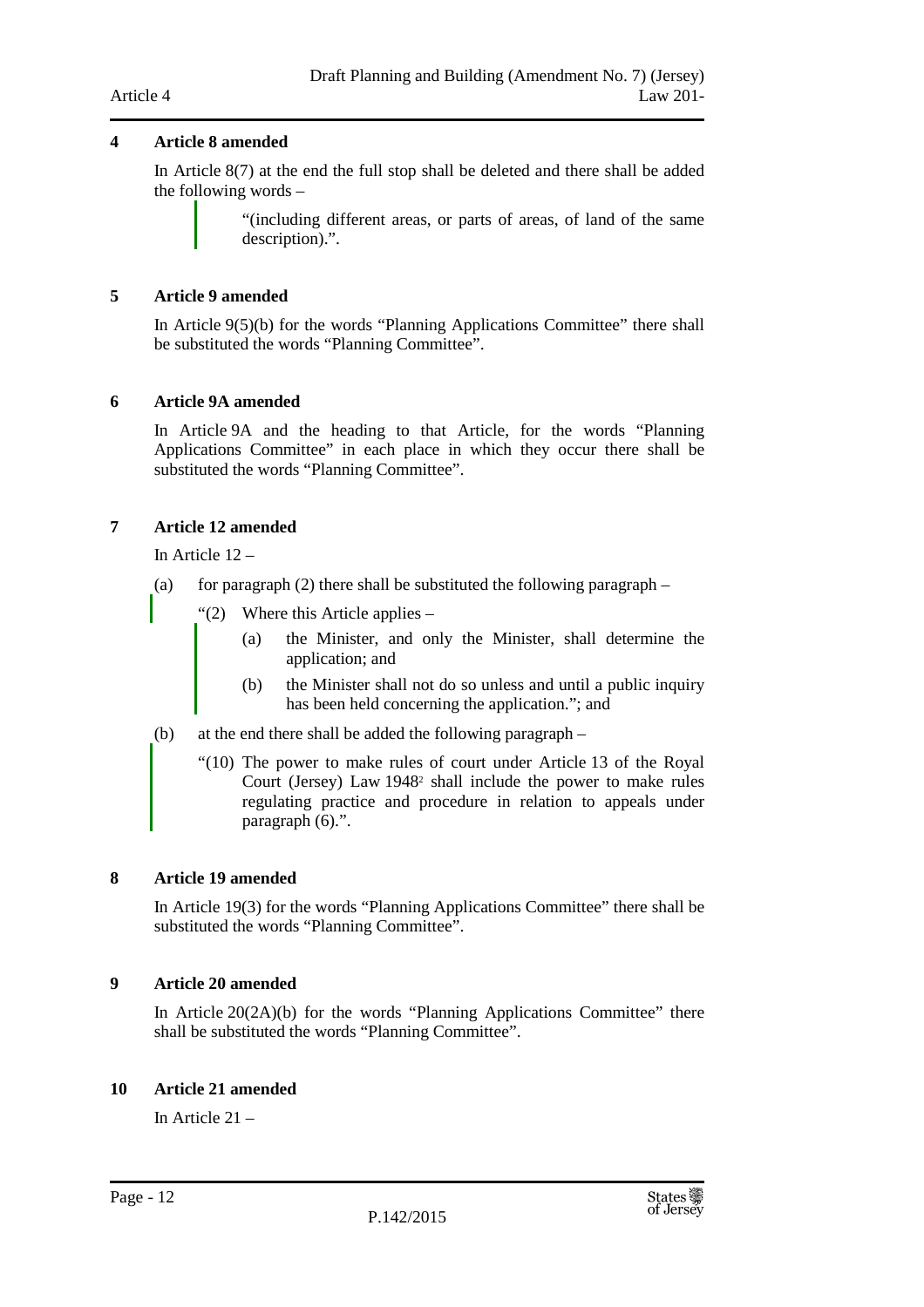## 4 Article 8 amended

In Article 8(7) at the end the full stop shall be deleted and there shall be added the following words –

> "(including different areas, or parts of areas, of land of the same description).".

## 5 Article 9 amended

In Article 9(5)(b) for the words "Planning Applications Committee" there shall be substituted the words "Planning Committee".

## 6 Article 9A amended

In Article 9A and the heading to that Article, for the words "Planning Applications Committee" in each place in which they occur there shall be substituted the words "Planning Committee".

## 7 Article 12 amended

In Article 12 –

(a) for paragraph (2) there shall be substituted the following paragraph –

> "(2) Where this Article applies –
>
> (a) the Minister, and only the Minister, shall determine the application; and
>
> (b) the Minister shall not do so unless and until a public inquiry has been held concerning the application."; and

(b) at the end there shall be added the following paragraph –

> "(10) The power to make rules of court under Article 13 of the Royal Court (Jersey) Law 1948[2] shall include the power to make rules regulating practice and procedure in relation to appeals under paragraph (6).".

## 8 Article 19 amended

In Article 19(3) for the words "Planning Applications Committee" there shall be substituted the words "Planning Committee".

## 9 Article 20 amended

In Article 20(2A)(b) for the words "Planning Applications Committee" there shall be substituted the words "Planning Committee".

## 10 Article 21 amended

In Article 21 –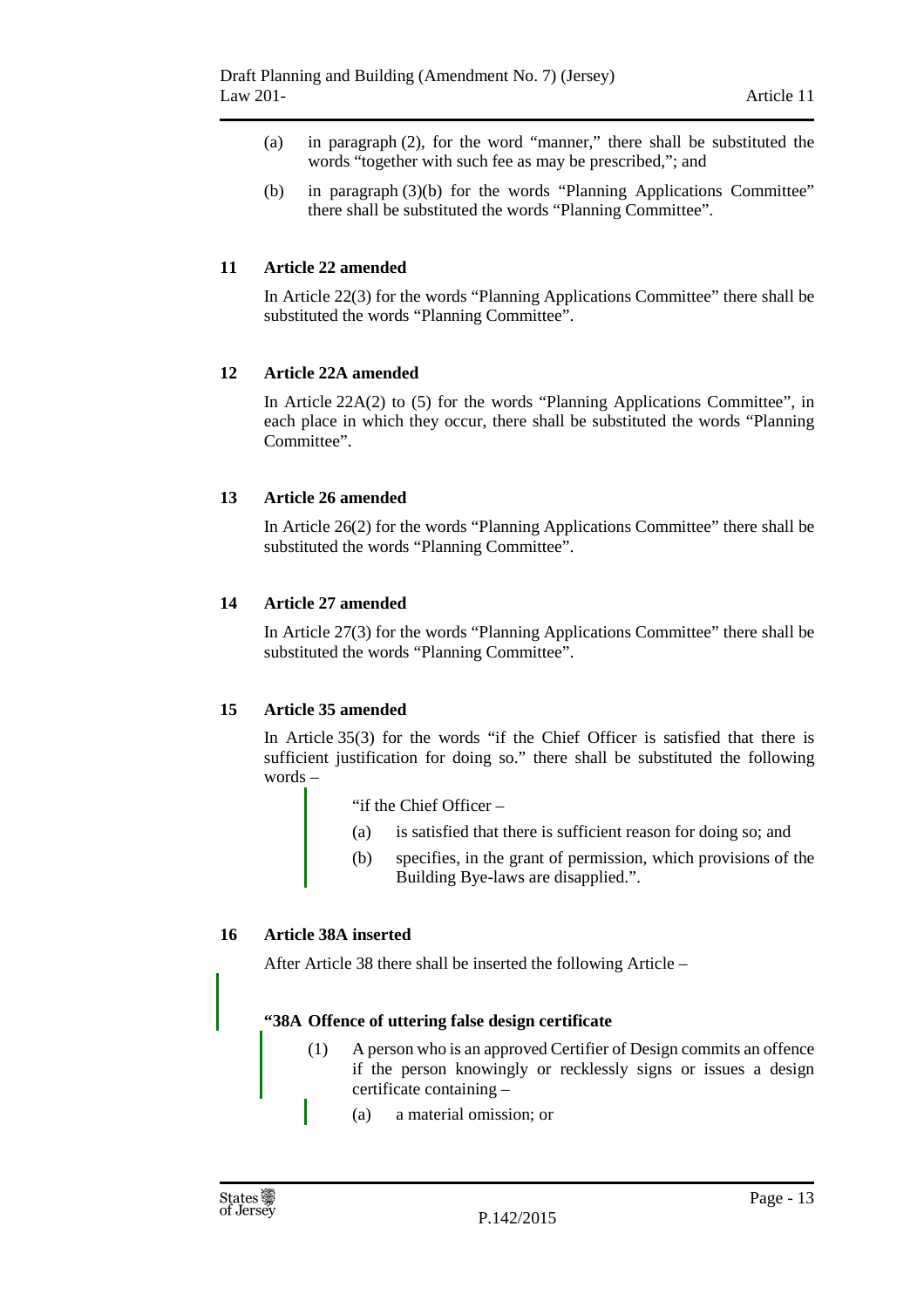(a) in paragraph (2), for the word "manner," there shall be substituted the words "together with such fee as may be prescribed,"; and

(b) in paragraph (3)(b) for the words "Planning Applications Committee" there shall be substituted the words "Planning Committee".

**11 Article 22 amended**

In Article 22(3) for the words "Planning Applications Committee" there shall be substituted the words "Planning Committee".

**12 Article 22A amended**

In Article 22A(2) to (5) for the words "Planning Applications Committee", in each place in which they occur, there shall be substituted the words "Planning Committee".

**13 Article 26 amended**

In Article 26(2) for the words "Planning Applications Committee" there shall be substituted the words "Planning Committee".

**14 Article 27 amended**

In Article 27(3) for the words "Planning Applications Committee" there shall be substituted the words "Planning Committee".

**15 Article 35 amended**

In Article 35(3) for the words "if the Chief Officer is satisfied that there is sufficient justification for doing so." there shall be substituted the following words –

> "if the Chief Officer –
>
> (a) is satisfied that there is sufficient reason for doing so; and
>
> (b) specifies, in the grant of permission, which provisions of the Building Bye-laws are disapplied.".

**16 Article 38A inserted**

After Article 38 there shall be inserted the following Article –

> **"38A Offence of uttering false design certificate**
>
> (1) A person who is an approved Certifier of Design commits an offence if the person knowingly or recklessly signs or issues a design certificate containing –
>
> (a) a material omission; or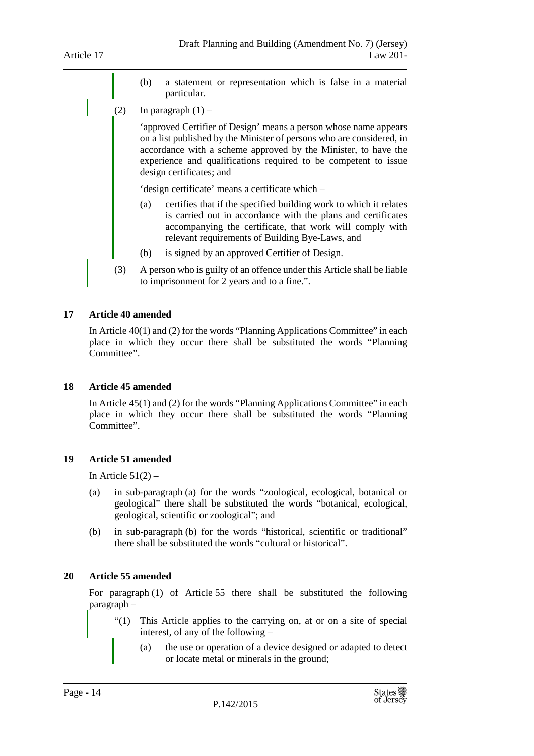(b) a statement or representation which is false in a material particular.

(2) In paragraph (1) –

'approved Certifier of Design' means a person whose name appears on a list published by the Minister of persons who are considered, in accordance with a scheme approved by the Minister, to have the experience and qualifications required to be competent to issue design certificates; and

'design certificate' means a certificate which –

(a) certifies that if the specified building work to which it relates is carried out in accordance with the plans and certificates accompanying the certificate, that work will comply with relevant requirements of Building Bye-Laws, and

(b) is signed by an approved Certifier of Design.

(3) A person who is guilty of an offence under this Article shall be liable to imprisonment for 2 years and to a fine.".

## 17 Article 40 amended

In Article 40(1) and (2) for the words "Planning Applications Committee" in each place in which they occur there shall be substituted the words "Planning Committee".

## 18 Article 45 amended

In Article 45(1) and (2) for the words "Planning Applications Committee" in each place in which they occur there shall be substituted the words "Planning Committee".

## 19 Article 51 amended

In Article 51(2) –

(a) in sub-paragraph (a) for the words "zoological, ecological, botanical or geological" there shall be substituted the words "botanical, ecological, geological, scientific or zoological"; and

(b) in sub-paragraph (b) for the words "historical, scientific or traditional" there shall be substituted the words "cultural or historical".

## 20 Article 55 amended

For paragraph (1) of Article 55 there shall be substituted the following paragraph –

"(1) This Article applies to the carrying on, at or on a site of special interest, of any of the following –

(a) the use or operation of a device designed or adapted to detect or locate metal or minerals in the ground;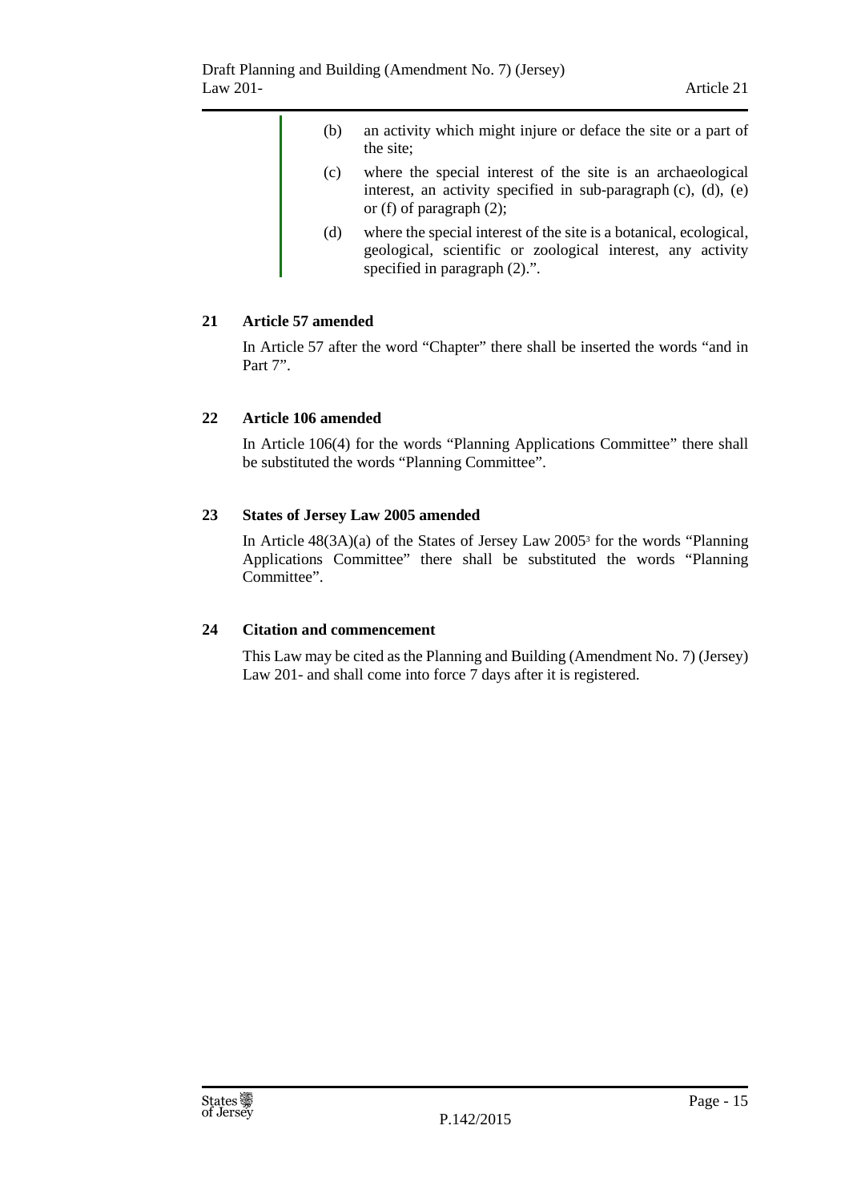(b) an activity which might injure or deface the site or a part of the site;

(c) where the special interest of the site is an archaeological interest, an activity specified in sub-paragraph (c), (d), (e) or (f) of paragraph (2);

(d) where the special interest of the site is a botanical, ecological, geological, scientific or zoological interest, any activity specified in paragraph (2).".

### 21 Article 57 amended

In Article 57 after the word "Chapter" there shall be inserted the words "and in Part 7".

### 22 Article 106 amended

In Article 106(4) for the words "Planning Applications Committee" there shall be substituted the words "Planning Committee".

### 23 States of Jersey Law 2005 amended

In Article 48(3A)(a) of the States of Jersey Law 2005[3] for the words "Planning Applications Committee" there shall be substituted the words "Planning Committee".

### 24 Citation and commencement

This Law may be cited as the Planning and Building (Amendment No. 7) (Jersey) Law 201- and shall come into force 7 days after it is registered.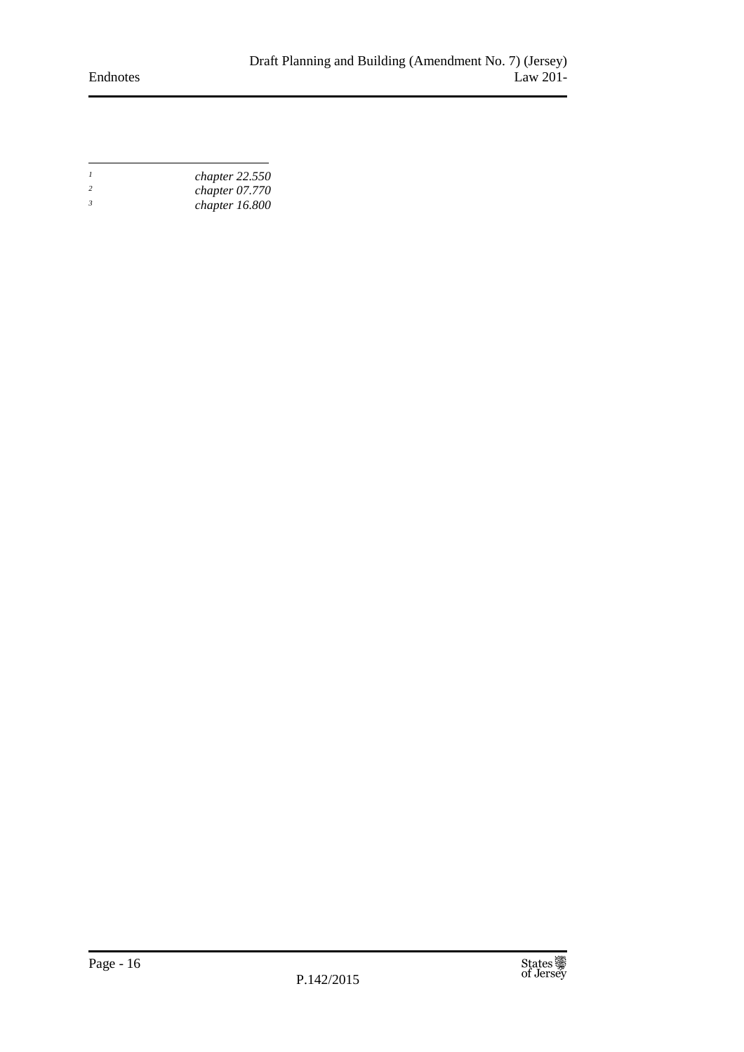[1] *chapter 22.550*
[2] *chapter 07.770*
[3] *chapter 16.800*